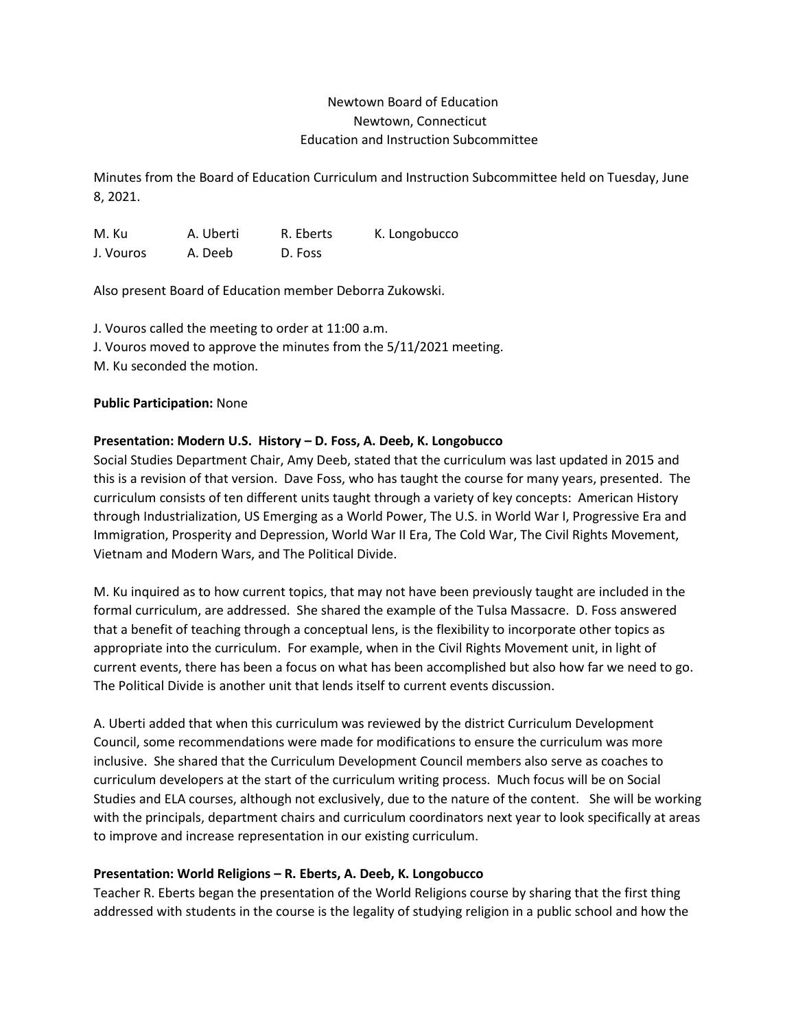Newtown Board of Education
Newtown, Connecticut
Education and Instruction Subcommittee

Minutes from the Board of Education Curriculum and Instruction Subcommittee held on Tuesday, June 8, 2021.

| M. Ku | A. Uberti | R. Eberts | K. Longobucco |
|---|---|---|---|
| J. Vouros | A. Deeb | D. Foss | |

Also present Board of Education member Deborra Zukowski.

J. Vouros called the meeting to order at 11:00 a.m.
J. Vouros moved to approve the minutes from the 5/11/2021 meeting.
M. Ku seconded the motion.

**Public Participation:** None

**Presentation: Modern U.S. History – D. Foss, A. Deeb, K. Longobucco**
Social Studies Department Chair, Amy Deeb, stated that the curriculum was last updated in 2015 and this is a revision of that version. Dave Foss, who has taught the course for many years, presented. The curriculum consists of ten different units taught through a variety of key concepts: American History through Industrialization, US Emerging as a World Power, The U.S. in World War I, Progressive Era and Immigration, Prosperity and Depression, World War II Era, The Cold War, The Civil Rights Movement, Vietnam and Modern Wars, and The Political Divide.

M. Ku inquired as to how current topics, that may not have been previously taught are included in the formal curriculum, are addressed. She shared the example of the Tulsa Massacre. D. Foss answered that a benefit of teaching through a conceptual lens, is the flexibility to incorporate other topics as appropriate into the curriculum. For example, when in the Civil Rights Movement unit, in light of current events, there has been a focus on what has been accomplished but also how far we need to go. The Political Divide is another unit that lends itself to current events discussion.

A. Uberti added that when this curriculum was reviewed by the district Curriculum Development Council, some recommendations were made for modifications to ensure the curriculum was more inclusive. She shared that the Curriculum Development Council members also serve as coaches to curriculum developers at the start of the curriculum writing process. Much focus will be on Social Studies and ELA courses, although not exclusively, due to the nature of the content. She will be working with the principals, department chairs and curriculum coordinators next year to look specifically at areas to improve and increase representation in our existing curriculum.

**Presentation: World Religions – R. Eberts, A. Deeb, K. Longobucco**
Teacher R. Eberts began the presentation of the World Religions course by sharing that the first thing addressed with students in the course is the legality of studying religion in a public school and how the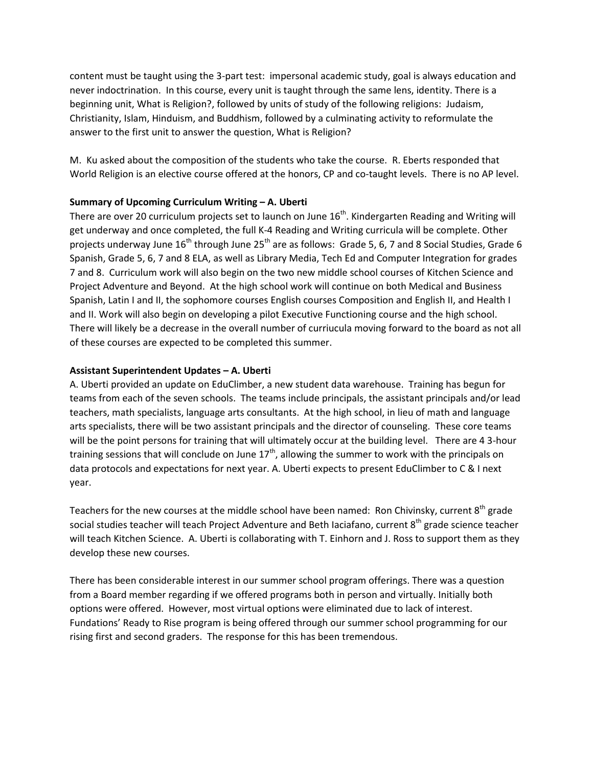content must be taught using the 3-part test: impersonal academic study, goal is always education and never indoctrination. In this course, every unit is taught through the same lens, identity. There is a beginning unit, What is Religion?, followed by units of study of the following religions: Judaism, Christianity, Islam, Hinduism, and Buddhism, followed by a culminating activity to reformulate the answer to the first unit to answer the question, What is Religion?

M. Ku asked about the composition of the students who take the course. R. Eberts responded that World Religion is an elective course offered at the honors, CP and co-taught levels. There is no AP level.

**Summary of Upcoming Curriculum Writing – A. Uberti**

There are over 20 curriculum projects set to launch on June 16th. Kindergarten Reading and Writing will get underway and once completed, the full K-4 Reading and Writing curricula will be complete. Other projects underway June 16th through June 25th are as follows: Grade 5, 6, 7 and 8 Social Studies, Grade 6 Spanish, Grade 5, 6, 7 and 8 ELA, as well as Library Media, Tech Ed and Computer Integration for grades 7 and 8. Curriculum work will also begin on the two new middle school courses of Kitchen Science and Project Adventure and Beyond. At the high school work will continue on both Medical and Business Spanish, Latin I and II, the sophomore courses English courses Composition and English II, and Health I and II. Work will also begin on developing a pilot Executive Functioning course and the high school. There will likely be a decrease in the overall number of curriucula moving forward to the board as not all of these courses are expected to be completed this summer.

**Assistant Superintendent Updates – A. Uberti**

A. Uberti provided an update on EduClimber, a new student data warehouse. Training has begun for teams from each of the seven schools. The teams include principals, the assistant principals and/or lead teachers, math specialists, language arts consultants. At the high school, in lieu of math and language arts specialists, there will be two assistant principals and the director of counseling. These core teams will be the point persons for training that will ultimately occur at the building level. There are 4 3-hour training sessions that will conclude on June 17th, allowing the summer to work with the principals on data protocols and expectations for next year. A. Uberti expects to present EduClimber to C & I next year.

Teachers for the new courses at the middle school have been named: Ron Chivinsky, current 8th grade social studies teacher will teach Project Adventure and Beth Iaciafano, current 8th grade science teacher will teach Kitchen Science. A. Uberti is collaborating with T. Einhorn and J. Ross to support them as they develop these new courses.

There has been considerable interest in our summer school program offerings. There was a question from a Board member regarding if we offered programs both in person and virtually. Initially both options were offered. However, most virtual options were eliminated due to lack of interest. Fundations' Ready to Rise program is being offered through our summer school programming for our rising first and second graders. The response for this has been tremendous.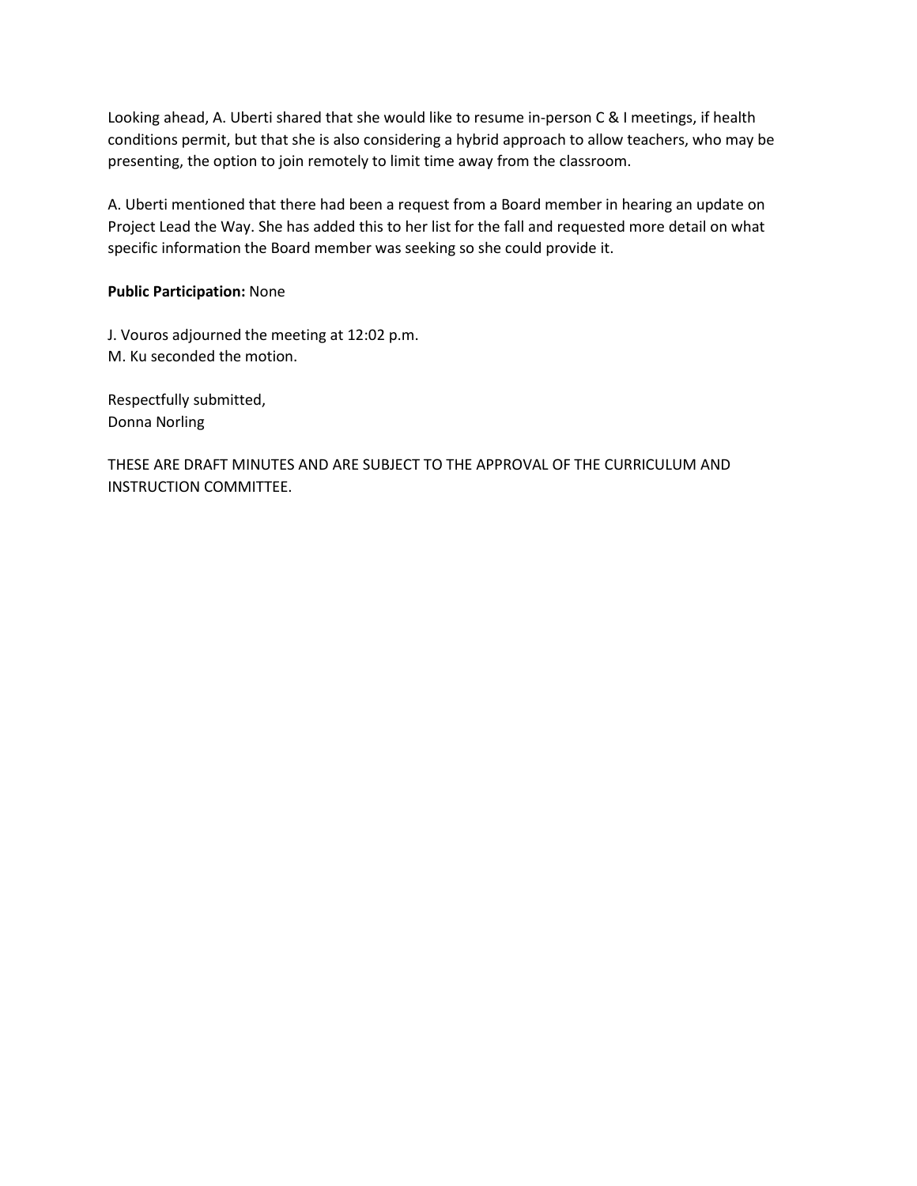Looking ahead, A. Uberti shared that she would like to resume in-person C & I meetings, if health conditions permit, but that she is also considering a hybrid approach to allow teachers, who may be presenting, the option to join remotely to limit time away from the classroom.

A. Uberti mentioned that there had been a request from a Board member in hearing an update on Project Lead the Way. She has added this to her list for the fall and requested more detail on what specific information the Board member was seeking so she could provide it.

**Public Participation:** None

J. Vouros adjourned the meeting at 12:02 p.m.
M. Ku seconded the motion.

Respectfully submitted,
Donna Norling

THESE ARE DRAFT MINUTES AND ARE SUBJECT TO THE APPROVAL OF THE CURRICULUM AND INSTRUCTION COMMITTEE.